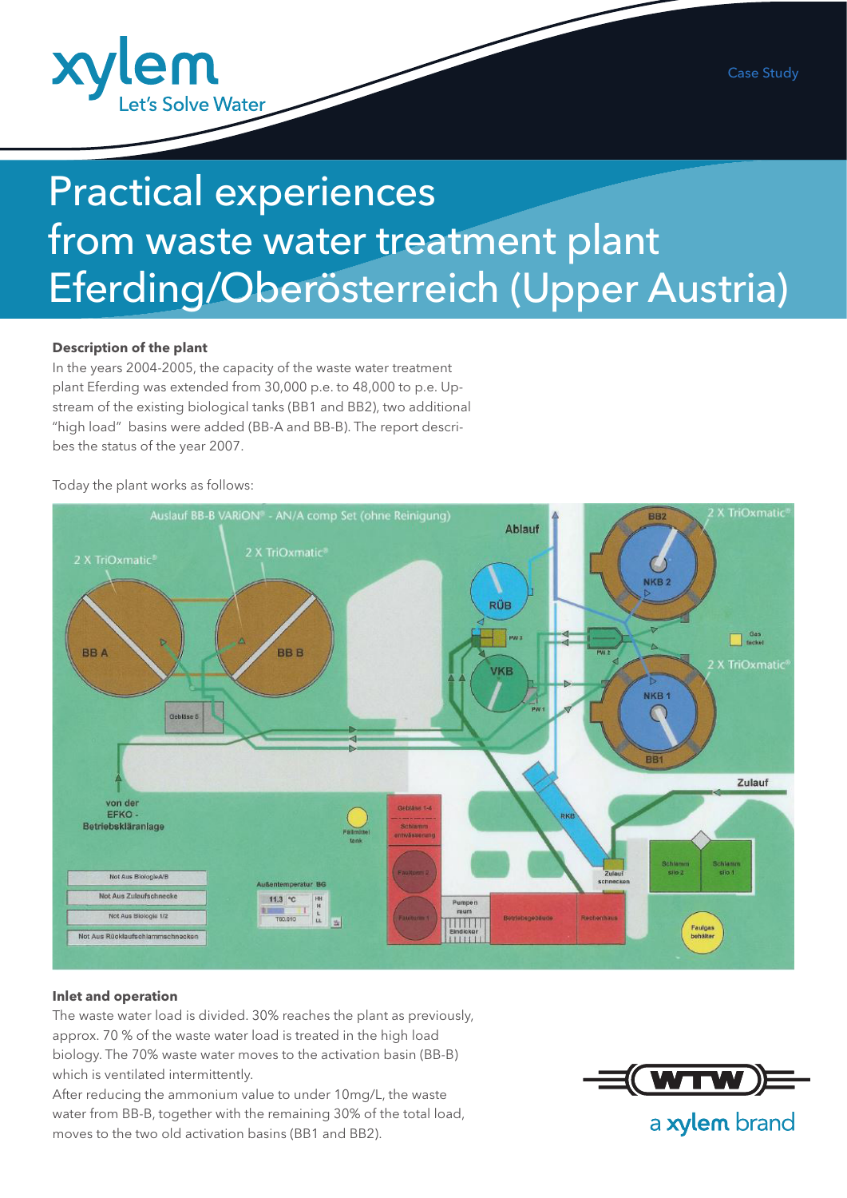Case Study

# Practical experiences from waste water treatment plant Eferding/Oberösterreich (Upper Austria)

### Description of the plant

In the years 2004-2005, the capacity of the waste water treatment plant Eferding was extended from 30,000 p.e. to 48,000 to p.e. Upstream of the existing biological tanks (BB1 and BB2), two additional "high load" basins were added (BB-A and BB-B). The report describes the status of the year 2007.

Today the plant works as follows:

### Inlet and operation

The waste water load is divided. 30% reaches the plant as previously, approx. 70 % of the waste water load is treated in the high load biology. The 70% waste water moves to the activation basin (BB-B) which is ventilated intermittently.

After reducing the ammonium value to under 10mg/L, the waste water from BB-B, together with the remaining 30% of the total load, moves to the two old activation basins (BB1 and BB2).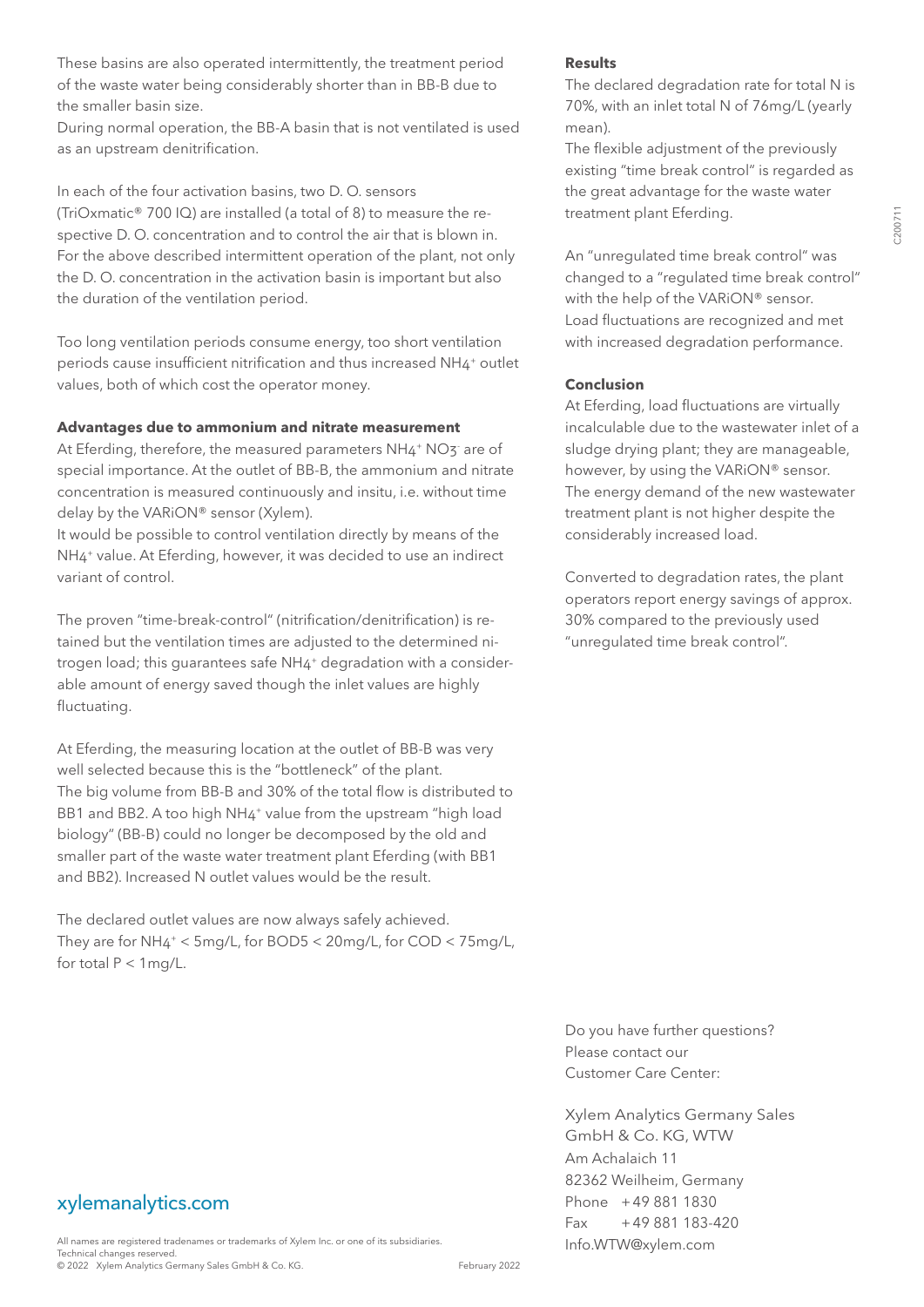These basins are also operated intermittently, the treatment period of the waste water being considerably shorter than in BB-B due to the smaller basin size.
During normal operation, the BB-A basin that is not ventilated is used as an upstream denitrification.

In each of the four activation basins, two D. O. sensors (TriOxmatic® 700 IQ) are installed (a total of 8) to measure the respective D. O. concentration and to control the air that is blown in. For the above described intermittent operation of the plant, not only the D. O. concentration in the activation basin is important but also the duration of the ventilation period.

Too long ventilation periods consume energy, too short ventilation periods cause insufficient nitrification and thus increased $NH_4^+$ outlet values, both of which cost the operator money.

**Advantages due to ammonium and nitrate measurement**

At Eferding, therefore, the measured parameters $NH_4^+$ $NO_3^-$ are of special importance. At the outlet of BB-B, the ammonium and nitrate concentration is measured continuously and insitu, i.e. without time delay by the VARiON® sensor (Xylem).
It would be possible to control ventilation directly by means of the $NH_4^+$ value. At Eferding, however, it was decided to use an indirect variant of control.

The proven "time-break-control" (nitrification/denitrification) is retained but the ventilation times are adjusted to the determined nitrogen load; this guarantees safe $NH_4^+$ degradation with a considerable amount of energy saved though the inlet values are highly fluctuating.

At Eferding, the measuring location at the outlet of BB-B was very well selected because this is the "bottleneck" of the plant.
The big volume from BB-B and 30% of the total flow is distributed to BB1 and BB2. A too high $NH_4^+$ value from the upstream "high load biology" (BB-B) could no longer be decomposed by the old and smaller part of the waste water treatment plant Eferding (with BB1 and BB2). Increased N outlet values would be the result.

The declared outlet values are now always safely achieved.
They are for $NH_4^+$ < 5mg/L, for BOD5 < 20mg/L, for COD < 75mg/L, for total P < 1mg/L.

**Results**

The declared degradation rate for total N is 70%, with an inlet total N of 76mg/L (yearly mean).
The flexible adjustment of the previously existing "time break control" is regarded as the great advantage for the waste water treatment plant Eferding.

An "unregulated time break control" was changed to a "regulated time break control" with the help of the VARiON® sensor.
Load fluctuations are recognized and met with increased degradation performance.

**Conclusion**

At Eferding, load fluctuations are virtually incalculable due to the wastewater inlet of a sludge drying plant; they are manageable, however, by using the VARiON® sensor.
The energy demand of the new wastewater treatment plant is not higher despite the considerably increased load.

Converted to degradation rates, the plant operators report energy savings of approx. 30% compared to the previously used "unregulated time break control".

Do you have further questions?
Please contact our
Customer Care Center:

Xylem Analytics Germany Sales
GmbH & Co. KG, WTW
Am Achalaich 11
82362 Weilheim, Germany
Phone +49 881 1830
Fax +49 881 183-420
Info.WTW@xylem.com

xylemanalytics.com

All names are registered tradenames or trademarks of Xylem Inc. or one of its subsidiaries.
Technical changes reserved.
© 2022 Xylem Analytics Germany Sales GmbH & Co. KG.

February 2022

C200711